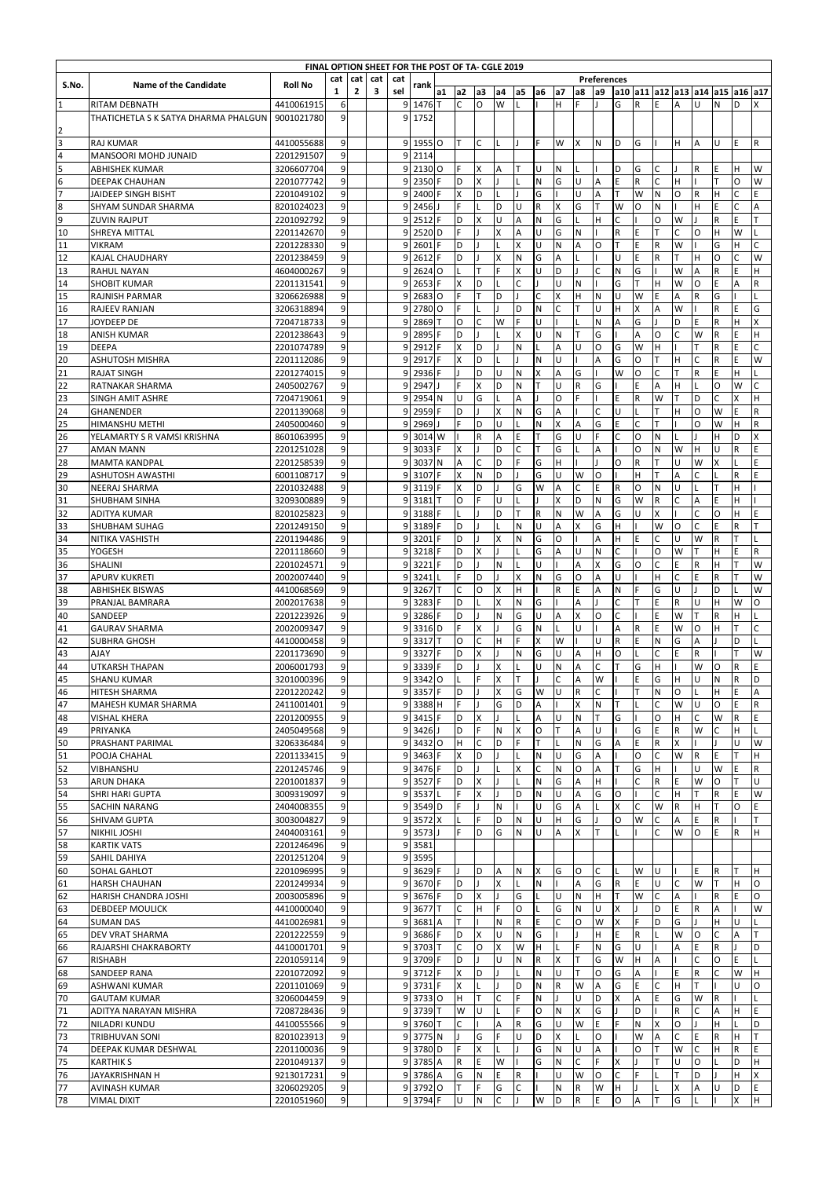**FINAL OPTION SHEET FOR THE POST OF TA- CGLE 2019**

| S.No. | Name of the Candidate | Roll No | cat 1 | cat 2 | cat 3 | cat sel | rank | a1 | a2 | a3 | a4 | a5 | a6 | a7 | a8 | a9 | a10 | a11 | a12 | a13 | a14 | a15 | a16 | a17 |
|---|---|---|---|---|---|---|---|---|---|---|---|---|---|---|---|---|---|---|---|---|---|---|---|---|
| | | | | | | | | **Preferences** | | | | | | | | | | | | | | | | |
| 1 | RITAM DEBNATH | 4410061915 | 6 | | | 9 | 1476 | T | C | O | W | L | I | H | F | J | G | R | E | A | U | N | D | X |
| 2 | THATICHETLA S K SATYA DHARMA PHALGUN | 9001021780 | 9 | | | 9 | 1752 | | | | | | | | | | | | | | | | | |
| 3 | RAJ KUMAR | 4410055688 | 9 | | | 9 | 1955 | O | T | C | L | J | F | W | X | N | D | G | I | H | A | U | E | R |
| 4 | MANSOORI MOHD JUNAID | 2201291507 | 9 | | | 9 | 2114 | | | | | | | | | | | | | | | | | |
| 5 | ABHISHEK KUMAR | 3206607704 | 9 | | | 9 | 2130 | O | F | X | A | T | U | N | L | I | D | G | C | J | R | E | H | W |
| 6 | DEEPAK CHAUHAN | 2201077942 | 9 | | | 9 | 2350 | F | D | X | J | L | N | G | U | A | E | R | C | H | I | T | O | W |
| 7 | JAIDEEP SINGH BISHT | 2201049102 | 9 | | | 9 | 2400 | F | X | D | L | J | G | I | U | A | T | W | N | O | R | H | C | E |
| 8 | SHYAM SUNDAR SHARMA | 8201024023 | 9 | | | 9 | 2456 | J | F | L | D | U | R | X | G | T | W | O | N | I | H | E | C | A |
| 9 | ZUVIN RAJPUT | 2201092792 | 9 | | | 9 | 2512 | F | D | X | U | A | N | G | L | H | C | I | O | W | J | R | E | T |
| 10 | SHREYA MITTAL | 2201142670 | 9 | | | 9 | 2520 | D | F | J | X | A | U | G | N | I | R | E | T | C | O | H | W | L |
| 11 | VIKRAM | 2201228330 | 9 | | | 9 | 2601 | F | D | J | L | X | U | N | A | O | T | E | R | W | I | G | H | C |
| 12 | KAJAL CHAUDHARY | 2201238459 | 9 | | | 9 | 2612 | F | D | J | X | N | G | A | L | I | U | E | R | T | H | O | C | W |
| 13 | RAHUL NAYAN | 4604000267 | 9 | | | 9 | 2624 | O | L | T | F | X | U | D | J | C | N | G | I | W | A | R | E | H |
| 14 | SHOBIT KUMAR | 2201131541 | 9 | | | 9 | 2653 | F | X | D | L | C | J | U | N | I | G | T | H | W | O | E | A | R |
| 15 | RAJNISH PARMAR | 3206626988 | 9 | | | 9 | 2683 | O | F | T | D | J | C | X | H | N | U | W | E | A | R | G | I | L |
| 16 | RAJEEV RANJAN | 3206318894 | 9 | | | 9 | 2780 | O | F | L | J | D | N | C | T | U | H | X | A | W | I | R | E | G |
| 17 | JOYDEEP DE | 7204718733 | 9 | | | 9 | 2869 | T | O | C | W | F | U | I | L | N | A | G | J | D | E | R | H | X |
| 18 | ANISH KUMAR | 2201238643 | 9 | | | 9 | 2895 | F | D | J | L | X | U | N | T | G | I | A | O | C | W | R | E | H |
| 19 | DEEPA | 2201074789 | 9 | | | 9 | 2912 | F | X | D | J | N | L | A | U | O | G | W | H | I | T | R | E | C |
| 20 | ASHUTOSH MISHRA | 2201112086 | 9 | | | 9 | 2917 | F | X | D | L | J | N | U | I | A | G | O | T | H | C | R | E | W |
| 21 | RAJAT SINGH | 2201274015 | 9 | | | 9 | 2936 | F | J | D | U | N | X | A | G | I | W | O | C | T | R | E | H | L |
| 22 | RATNAKAR SHARMA | 2405002767 | 9 | | | 9 | 2947 | J | F | X | D | N | T | U | R | G | I | E | A | H | L | O | W | C |
| 23 | SINGH AMIT ASHRE | 7204719061 | 9 | | | 9 | 2954 | N | U | G | L | A | J | O | F | I | E | R | W | T | D | C | X | H |
| 24 | GHANENDER | 2201139068 | 9 | | | 9 | 2959 | F | D | J | X | N | G | A | I | C | U | L | T | H | O | W | E | R |
| 25 | HIMANSHU METHI | 2405000460 | 9 | | | 9 | 2969 | J | F | D | U | L | N | X | A | G | E | C | T | I | O | W | H | R |
| 26 | YELAMARTY S R VAMSI KRISHNA | 8601063995 | 9 | | | 9 | 3014 | W | I | R | A | E | T | G | U | F | C | O | N | L | J | H | D | X |
| 27 | AMAN MANN | 2201251028 | 9 | | | 9 | 3033 | F | X | J | D | C | T | G | L | A | I | O | N | W | H | U | R | E |
| 28 | MAMTA KANDPAL | 2201258539 | 9 | | | 9 | 3037 | N | A | C | D | F | G | H | I | J | O | R | T | U | W | X | L | E |
| 29 | ASHUTOSH AWASTHI | 6001108717 | 9 | | | 9 | 3107 | F | X | N | D | J | G | U | W | O | I | H | T | A | C | L | R | E |
| 30 | NEERAJ SHARMA | 2201032488 | 9 | | | 9 | 3119 | F | X | D | J | G | W | A | C | E | R | O | N | U | L | T | H | I |
| 31 | SHUBHAM SINHA | 3209300889 | 9 | | | 9 | 3181 | T | O | F | U | L | J | X | D | N | G | W | R | C | A | E | H | I |
| 32 | ADITYA KUMAR | 8201025823 | 9 | | | 9 | 3188 | F | L | J | D | T | R | N | W | A | G | U | X | I | C | O | H | E |
| 33 | SHUBHAM SUHAG | 2201249150 | 9 | | | 9 | 3189 | F | D | J | L | N | U | A | X | G | H | I | W | O | C | E | R | T |
| 34 | NITIKA VASHISTH | 2201194486 | 9 | | | 9 | 3201 | F | D | J | X | N | G | O | I | A | H | E | C | U | W | R | T | L |
| 35 | YOGESH | 2201118660 | 9 | | | 9 | 3218 | F | D | X | J | L | G | A | U | N | C | I | O | W | T | H | E | R |
| 36 | SHALINI | 2201024571 | 9 | | | 9 | 3221 | F | D | J | N | L | U | I | A | X | G | O | C | E | R | H | T | W |
| 37 | APURV KUKRETI | 2002007440 | 9 | | | 9 | 3241 | L | F | D | J | X | N | G | O | A | U | I | H | C | E | R | T | W |
| 38 | ABHISHEK BISWAS | 4410068569 | 9 | | | 9 | 3267 | T | C | O | X | H | I | R | E | A | N | F | G | U | J | D | L | W |
| 39 | PRANJAL BAMRARA | 2002017638 | 9 | | | 9 | 3283 | F | D | L | X | N | G | I | A | J | C | T | E | R | U | H | W | O |
| 40 | SANDEEP | 2201223926 | 9 | | | 9 | 3286 | F | D | J | N | G | U | A | X | O | C | I | E | W | T | R | H | L |
| 41 | GAURAV SHARMA | 2002009347 | 9 | | | 9 | 3316 | D | F | X | J | G | N | L | U | I | A | R | E | W | O | H | T | C |
| 42 | SUBHRA GHOSH | 4410000458 | 9 | | | 9 | 3317 | T | O | C | H | F | X | W | I | U | R | E | N | G | A | J | D | L |
| 43 | AJAY | 2201173690 | 9 | | | 9 | 3327 | F | D | X | J | N | G | U | A | H | O | L | C | E | R | I | T | W |
| 44 | UTKARSH THAPAN | 2006001793 | 9 | | | 9 | 3339 | F | D | J | X | L | U | N | A | C | T | G | H | I | W | O | R | E |
| 45 | SHANU KUMAR | 3201000396 | 9 | | | 9 | 3342 | O | L | F | X | T | J | C | A | W | I | E | G | H | U | N | R | D |
| 46 | HITESH SHARMA | 2201220242 | 9 | | | 9 | 3357 | F | D | J | X | G | W | U | R | C | I | T | N | O | L | H | E | A |
| 47 | MAHESH KUMAR SHARMA | 2411001401 | 9 | | | 9 | 3388 | H | F | J | G | D | A | I | X | N | T | L | C | W | U | O | E | R |
| 48 | VISHAL KHERA | 2201200955 | 9 | | | 9 | 3415 | F | D | X | J | L | A | U | N | T | G | I | O | H | C | W | R | E |
| 49 | PRIYANKA | 2405049568 | 9 | | | 9 | 3426 | J | D | F | N | X | O | T | A | U | I | G | E | R | W | C | H | L |
| 50 | PRASHANT PARIMAL | 3206336484 | 9 | | | 9 | 3432 | O | H | C | D | F | T | L | N | G | A | E | R | X | I | J | U | W |
| 51 | POOJA CHAHAL | 2201133415 | 9 | | | 9 | 3463 | F | X | D | J | L | N | U | G | A | I | O | C | W | R | E | T | H |
| 52 | VIBHANSHU | 2201245746 | 9 | | | 9 | 3476 | F | D | J | L | X | C | N | O | A | T | G | H | I | U | W | E | R |
| 53 | ARUN DHAKA | 2201001837 | 9 | | | 9 | 3527 | F | D | X | J | L | N | G | A | H | I | C | R | E | W | O | T | U |
| 54 | SHRI HARI GUPTA | 3009319097 | 9 | | | 9 | 3537 | L | F | X | J | D | N | U | A | G | O | I | C | H | T | R | E | W |
| 55 | SACHIN NARANG | 2404008355 | 9 | | | 9 | 3549 | D | F | J | N | I | U | G | A | L | X | C | W | R | H | T | O | E |
| 56 | SHIVAM GUPTA | 3003004827 | 9 | | | 9 | 3572 | X | L | F | D | N | U | H | G | J | O | W | C | A | E | R | I | T |
| 57 | NIKHIL JOSHI | 2404003161 | 9 | | | 9 | 3573 | J | F | D | G | N | U | A | X | T | L | I | C | W | O | E | R | H |
| 58 | KARTIK VATS | 2201246496 | 9 | | | 9 | 3581 | | | | | | | | | | | | | | | | | |
| 59 | SAHIL DAHIYA | 2201251204 | 9 | | | 9 | 3595 | | | | | | | | | | | | | | | | | |
| 60 | SOHAL GAHLOT | 2201096995 | 9 | | | 9 | 3629 | F | J | D | A | N | X | G | O | C | L | W | U | I | E | R | T | H |
| 61 | HARSH CHAUHAN | 2201249934 | 9 | | | 9 | 3670 | F | D | J | X | L | N | I | A | G | R | E | U | C | W | T | H | O |
| 62 | HARISH CHANDRA JOSHI | 2003005896 | 9 | | | 9 | 3676 | F | D | X | J | G | L | U | N | H | T | W | C | A | I | R | E | O |
| 63 | DEBDEEP MOULICK | 4410000040 | 9 | | | 9 | 3677 | T | C | H | F | O | L | G | N | U | X | J | D | E | R | A | I | W |
| 64 | SUMAN DAS | 4410026981 | 9 | | | 9 | 3681 | A | T | I | N | R | E | C | O | W | X | F | D | G | J | H | U | L |
| 65 | DEV VRAT SHARMA | 2201222559 | 9 | | | 9 | 3686 | F | D | X | U | N | G | I | J | H | E | R | L | W | O | C | A | T |
| 66 | RAJARSHI CHAKRABORTY | 4410001701 | 9 | | | 9 | 3703 | T | C | O | X | W | H | L | F | N | G | U | I | A | E | R | J | D |
| 67 | RISHABH | 2201059114 | 9 | | | 9 | 3709 | F | D | J | U | N | R | X | T | G | W | H | A | I | C | O | E | L |
| 68 | SANDEEP RANA | 2201072092 | 9 | | | 9 | 3712 | F | X | D | J | L | N | U | T | O | G | A | I | E | R | C | W | H |
| 69 | ASHWANI KUMAR | 2201101069 | 9 | | | 9 | 3731 | F | X | L | J | D | N | R | W | A | G | E | C | H | T | I | U | O |
| 70 | GAUTAM KUMAR | 3206004459 | 9 | | | 9 | 3733 | O | H | T | C | F | N | J | U | D | X | A | E | G | W | R | I | L |
| 71 | ADITYA NARAYAN MISHRA | 7208728436 | 9 | | | 9 | 3739 | T | W | U | L | F | O | N | X | G | J | D | I | R | C | A | H | E |
| 72 | NILADRI KUNDU | 4410055566 | 9 | | | 9 | 3760 | T | C | I | A | R | G | U | W | E | F | N | X | O | J | H | L | D |
| 73 | TRIBHUVAN SONI | 8201023913 | 9 | | | 9 | 3775 | N | J | G | F | U | D | X | L | O | I | W | A | C | E | R | H | T |
| 74 | DEEPAK KUMAR DESHWAL | 2201100036 | 9 | | | 9 | 3780 | D | F | X | L | J | G | N | U | A | I | O | T | W | C | H | R | E |
| 75 | KARTHIK S | 2201049137 | 9 | | | 9 | 3785 | A | R | E | W | I | G | N | C | F | X | J | T | U | O | L | D | H |
| 76 | JAYAKRISHNAN H | 9213017231 | 9 | | | 9 | 3786 | A | G | N | E | R | I | U | W | O | C | F | L | T | D | J | H | X |
| 77 | AVINASH KUMAR | 3206029205 | 9 | | | 9 | 3792 | O | T | F | G | C | I | N | R | W | H | J | L | X | A | U | D | E |
| 78 | VIMAL DIXIT | 2201051960 | 9 | | | 9 | 3794 | F | U | N | C | J | W | D | R | E | O | A | T | G | L | I | X | H |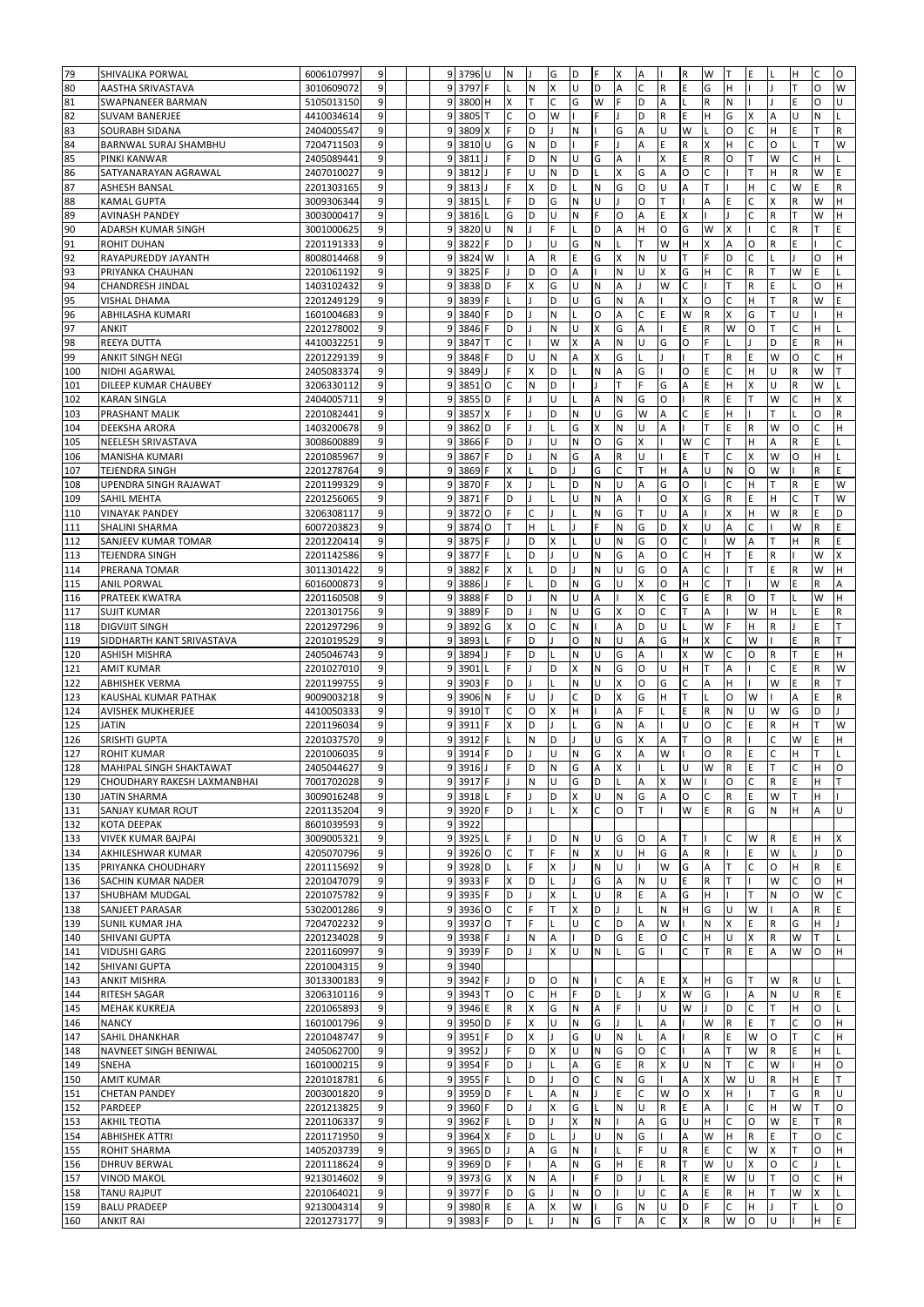| | | | | | | | | | | | | | | | | | | | | | | |
|---|---|---|---|---|---|---|---|---|---|---|---|---|---|---|---|---|---|---|---|---|---|---|---|
| 79 | SHIVALIKA PORWAL | 6006107997 | 9 | | 9 | 3796 | U | N | J | G | D | F | X | A | I | R | W | T | E | L | H | C | O |
| 80 | AASTHA SRIVASTAVA | 3010609072 | 9 | | 9 | 3797 | F | L | N | X | U | D | A | C | R | E | G | H | I | J | T | O | W |
| 81 | SWAPNANEER BARMAN | 5105013150 | 9 | | 9 | 3800 | H | X | T | C | G | W | F | D | A | L | R | N | I | J | E | O | U |
| 82 | SUVAM BANERJEE | 4410034614 | 9 | | 9 | 3805 | T | C | O | W | I | F | J | D | R | E | H | G | X | A | U | N | L |
| 83 | SOURABH SIDANA | 2404005547 | 9 | | 9 | 3809 | X | F | D | J | N | I | G | A | U | W | L | O | C | H | E | T | R |
| 84 | BARNWAL SURAJ SHAMBHU | 7204711503 | 9 | | 9 | 3810 | U | G | N | D | I | F | J | A | E | R | X | H | C | O | L | T | W |
| 85 | PINKI KANWAR | 2405089441 | 9 | | 9 | 3811 | J | F | D | N | U | G | A | I | X | E | R | O | T | W | C | H | L |
| 86 | SATYANARAYAN AGRAWAL | 2407010027 | 9 | | 9 | 3812 | J | F | U | N | D | L | X | G | A | O | C | I | T | H | R | W | E |
| 87 | ASHESH BANSAL | 2201303165 | 9 | | 9 | 3813 | J | F | X | D | L | N | G | O | U | A | T | I | H | C | W | E | R |
| 88 | KAMAL GUPTA | 3009306344 | 9 | | 9 | 3815 | L | F | D | G | N | U | J | O | T | I | A | E | C | X | R | W | H |
| 89 | AVINASH PANDEY | 3003000417 | 9 | | 9 | 3816 | L | G | D | U | N | F | O | A | E | X | | I | J | C | R | T | W | H |
| 90 | ADARSH KUMAR SINGH | 3001000625 | 9 | | 9 | 3820 | U | N | J | F | L | D | A | H | O | G | W | X | I | C | R | T | E |
| 91 | ROHIT DUHAN | 2201191333 | 9 | | 9 | 3822 | F | D | J | U | G | N | L | T | W | H | X | A | O | R | E | I | C |
| 92 | RAYAPUREDDY JAYANTH | 8008014468 | 9 | | 9 | 3824 | W | I | A | R | E | G | X | N | U | T | F | D | C | L | J | O | H |
| 93 | PRIYANKA CHAUHAN | 2201061192 | 9 | | 9 | 3825 | F | J | D | O | A | I | N | U | X | G | H | C | R | T | W | E | L |
| 94 | CHANDRESH JINDAL | 1403102432 | 9 | | 9 | 3838 | D | F | X | G | U | N | A | J | W | C | I | T | R | E | L | O | H |
| 95 | VISHAL DHAMA | 2201249129 | 9 | | 9 | 3839 | F | L | J | D | U | G | N | A | I | X | O | C | H | T | R | W | E |
| 96 | ABHILASHA KUMARI | 1601004683 | 9 | | 9 | 3840 | F | D | J | N | L | O | A | C | E | W | R | X | G | T | U | I | H |
| 97 | ANKIT | 2201278002 | 9 | | 9 | 3846 | F | D | J | N | U | X | G | A | I | E | R | W | O | T | C | H | L |
| 98 | REEYA DUTTA | 4410032251 | 9 | | 9 | 3847 | T | C | I | W | X | A | N | U | G | O | F | L | J | D | E | R | H |
| 99 | ANKIT SINGH NEGI | 2201229139 | 9 | | 9 | 3848 | F | D | U | N | A | X | G | L | J | I | T | R | E | W | O | C | H |
| 100 | NIDHI AGARWAL | 2405083374 | 9 | | 9 | 3849 | J | F | X | D | L | N | A | G | I | O | E | C | H | U | R | W | T |
| 101 | DILEEP KUMAR CHAUBEY | 3206330112 | 9 | | 9 | 3851 | O | C | N | D | I | J | T | F | G | A | E | H | X | U | R | W | L |
| 102 | KARAN SINGLA | 2404005711 | 9 | | 9 | 3855 | D | F | J | U | L | A | N | G | O | I | R | E | T | W | C | H | X |
| 103 | PRASHANT MALIK | 2201082441 | 9 | | 9 | 3857 | X | F | J | D | N | U | G | W | A | C | E | H | I | T | L | O | R |
| 104 | DEEKSHA ARORA | 1403200678 | 9 | | 9 | 3862 | D | F | J | L | G | X | N | U | A | I | T | E | R | W | O | C | H |
| 105 | NEELESH SRIVASTAVA | 3008600889 | 9 | | 9 | 3866 | F | D | J | U | N | O | G | X | I | W | C | T | H | A | R | E | L |
| 106 | MANISHA KUMARI | 2201085967 | 9 | | 9 | 3867 | F | D | J | N | G | A | R | U | I | E | T | C | X | W | O | H | L |
| 107 | TEJENDRA SINGH | 2201278764 | 9 | | 9 | 3869 | F | X | L | D | J | G | C | T | H | A | U | N | O | W | I | R | E |
| 108 | UPENDRA SINGH RAJAWAT | 2201199329 | 9 | | 9 | 3870 | F | X | J | L | D | N | U | A | G | O | I | C | H | T | R | E | W |
| 109 | SAHIL MEHTA | 2201256065 | 9 | | 9 | 3871 | F | D | J | L | U | N | A | I | O | X | G | R | E | H | C | T | W |
| 110 | VINAYAK PANDEY | 3206308117 | 9 | | 9 | 3872 | O | F | C | J | L | N | G | T | U | A | I | X | H | W | R | E | D |
| 111 | SHALINI SHARMA | 6007203823 | 9 | | 9 | 3874 | O | T | H | L | J | F | N | G | D | X | U | A | C | I | W | R | E |
| 112 | SANJEEV KUMAR TOMAR | 2201220414 | 9 | | 9 | 3875 | F | J | D | X | L | U | N | G | O | C | I | W | A | T | H | R | E |
| 113 | TEJENDRA SINGH | 2201142586 | 9 | | 9 | 3877 | F | L | D | J | U | N | G | A | O | C | H | T | E | R | I | W | X |
| 114 | PRERANA TOMAR | 3011301422 | 9 | | 9 | 3882 | F | X | L | D | J | N | U | G | O | A | C | I | T | E | R | W | H |
| 115 | ANIL PORWAL | 6016000873 | 9 | | 9 | 3886 | J | F | L | D | N | G | U | X | O | H | C | T | I | W | E | R | A |
| 116 | PRATEEK KWATRA | 2201160508 | 9 | | 9 | 3888 | F | D | J | N | U | A | I | X | C | G | E | R | O | T | L | W | H |
| 117 | SUJIT KUMAR | 2201301756 | 9 | | 9 | 3889 | F | D | J | N | U | G | X | O | C | T | A | I | W | H | L | E | R |
| 118 | DIGVIJIT SINGH | 2201297296 | 9 | | 9 | 3892 | G | X | O | C | N | I | A | D | U | L | W | F | H | R | J | E | T |
| 119 | SIDDHARTH KANT SRIVASTAVA | 2201019529 | 9 | | 9 | 3893 | L | F | D | J | O | N | U | A | G | H | X | C | W | I | E | R | T |
| 120 | ASHISH MISHRA | 2405046743 | 9 | | 9 | 3894 | J | F | D | L | N | U | G | A | I | X | W | C | O | R | T | E | H |
| 121 | AMIT KUMAR | 2201027010 | 9 | | 9 | 3901 | L | F | J | D | X | N | G | O | U | H | T | A | I | C | E | R | W |
| 122 | ABHISHEK VERMA | 2201199755 | 9 | | 9 | 3903 | F | D | J | L | N | U | X | O | G | C | A | H | I | W | E | R | T |
| 123 | KAUSHAL KUMAR PATHAK | 9009003218 | 9 | | 9 | 3906 | N | F | U | J | C | D | X | G | H | T | L | O | W | I | A | E | R |
| 124 | AVISHEK MUKHERJEE | 4410050333 | 9 | | 9 | 3910 | T | C | O | X | H | I | A | F | L | E | R | N | U | W | G | D | J |
| 125 | JATIN | 2201196034 | 9 | | 9 | 3911 | F | X | D | J | L | G | N | A | I | U | O | C | E | R | H | T | W |
| 126 | SRISHTI GUPTA | 2201037570 | 9 | | 9 | 3912 | F | L | N | D | J | U | G | X | A | T | O | R | I | C | W | E | H |
| 127 | ROHIT KUMAR | 2201006035 | 9 | | 9 | 3914 | F | D | J | U | N | G | X | A | W | I | O | R | E | C | H | T | L |
| 128 | MAHIPAL SINGH SHAKTAWAT | 2405044627 | 9 | | 9 | 3916 | J | F | D | N | G | A | X | I | L | U | W | R | E | T | C | H | O |
| 129 | CHOUDHARY RAKESH LAXMANBHAI | 7001702028 | 9 | | 9 | 3917 | F | J | N | U | G | D | L | A | X | W | I | O | C | R | E | H | T |
| 130 | JATIN SHARMA | 3009016248 | 9 | | 9 | 3918 | L | F | J | D | X | U | N | G | A | O | C | R | E | W | T | H | I |
| 131 | SANJAY KUMAR ROUT | 2201135204 | 9 | | 9 | 3920 | F | D | J | L | X | C | O | T | I | W | E | R | G | N | H | A | U |
| 132 | KOTA DEEPAK | 8601039593 | 9 | | 9 | 3922 | | | | | | | | | | | | | | | | | |
| 133 | VIVEK KUMAR BAJPAI | 3009005321 | 9 | | 9 | 3925 | L | F | J | D | N | U | G | O | A | T | I | C | W | R | E | H | X |
| 134 | AKHILESHWAR KUMAR | 4205070796 | 9 | | 9 | 3926 | O | C | T | F | N | X | U | H | G | A | R | I | E | W | L | J | D |
| 135 | PRIYANKA CHOUDHARY | 2201115692 | 9 | | 9 | 3928 | D | L | F | X | J | N | U | I | W | G | A | T | C | O | H | R | E |
| 136 | SACHIN KUMAR NADER | 2201047079 | 9 | | 9 | 3933 | F | X | D | L | J | G | A | N | U | E | R | T | I | W | C | O | H |
| 137 | SHUBHAM MUDGAL | 2201075782 | 9 | | 9 | 3935 | F | D | J | X | L | U | R | E | A | G | H | I | T | N | O | W | C |
| 138 | SANJEET PARASAR | 5302001286 | 9 | | 9 | 3936 | O | C | F | T | X | D | J | L | N | H | G | U | W | I | A | R | E |
| 139 | SUNIL KUMAR JHA | 7204702232 | 9 | | 9 | 3937 | O | T | F | L | U | C | D | A | W | I | N | X | E | R | G | H | J |
| 140 | SHIVANI GUPTA | 2201234028 | 9 | | 9 | 3938 | F | J | N | A | I | D | G | E | O | C | H | U | X | R | W | T | L |
| 141 | VIDUSHI GARG | 2201160997 | 9 | | 9 | 3939 | F | D | J | X | U | N | L | G | I | C | T | R | E | A | W | O | H |
| 142 | SHIVANI GUPTA | 2201004315 | 9 | | 9 | 3940 | | | | | | | | | | | | | | | | | |
| 143 | ANKIT MISHRA | 3013300183 | 9 | | 9 | 3942 | F | J | D | O | N | I | C | A | E | X | H | G | T | W | R | U | L |
| 144 | RITESH SAGAR | 3206310116 | 9 | | 9 | 3943 | T | O | C | H | F | D | L | J | X | W | G | I | A | N | U | R | E |
| 145 | MEHAK KUKREJA | 2201065893 | 9 | | 9 | 3946 | E | R | X | G | N | A | F | I | U | W | J | D | C | T | H | O | L |
| 146 | NANCY | 1601001796 | 9 | | 9 | 3950 | D | F | X | U | N | G | J | L | A | I | W | R | E | T | C | O | H |
| 147 | SAHIL DHANKHAR | 2201048747 | 9 | | 9 | 3951 | F | D | X | J | G | U | N | L | A | I | R | E | W | O | T | C | H |
| 148 | NAVNEET SINGH BENIWAL | 2405062700 | 9 | | 9 | 3952 | J | F | D | X | U | N | G | O | C | I | A | T | W | R | E | H | L |
| 149 | SNEHA | 1601000215 | 9 | | 9 | 3954 | F | D | J | L | A | G | E | R | X | U | N | T | C | W | I | H | O |
| 150 | AMIT KUMAR | 2201018781 | 6 | | 9 | 3955 | F | L | D | J | O | C | N | G | I | A | X | W | U | R | H | E | T |
| 151 | CHETAN PANDEY | 2003001820 | 9 | | 9 | 3959 | D | F | L | A | N | J | E | C | W | O | X | H | I | T | G | R | U |
| 152 | PARDEEP | 2201213825 | 9 | | 9 | 3960 | F | D | J | X | G | L | N | U | R | E | A | I | C | H | W | T | O |
| 153 | AKHIL TEOTIA | 2201106337 | 9 | | 9 | 3962 | F | L | D | J | X | N | I | A | G | U | H | C | O | W | E | T | R |
| 154 | ABHISHEK ATTRI | 2201171950 | 9 | | 9 | 3964 | X | F | D | L | J | U | N | G | I | A | W | H | R | E | T | O | C |
| 155 | ROHIT SHARMA | 1405203739 | 9 | | 9 | 3965 | D | J | A | G | N | I | L | F | U | R | E | C | W | X | T | O | H |
| 156 | DHRUV BERWAL | 2201118624 | 9 | | 9 | 3969 | D | F | I | A | N | G | H | E | R | T | W | U | X | O | C | J | L |
| 157 | VINOD MAKOL | 9213014602 | 9 | | 9 | 3973 | G | X | N | A | I | F | D | J | L | R | E | W | U | T | O | C | H |
| 158 | TANU RAJPUT | 2201064021 | 9 | | 9 | 3977 | F | D | G | J | N | O | I | U | C | A | E | R | H | T | W | X | L |
| 159 | BALU PRADEEP | 9213004314 | 9 | | 9 | 3980 | R | E | A | X | W | I | G | N | U | D | F | C | H | J | T | L | O |
| 160 | ANKIT RAI | 2201273177 | 9 | | 9 | 3983 | F | D | L | J | N | G | T | A | C | X | R | W | O | U | I | H | E |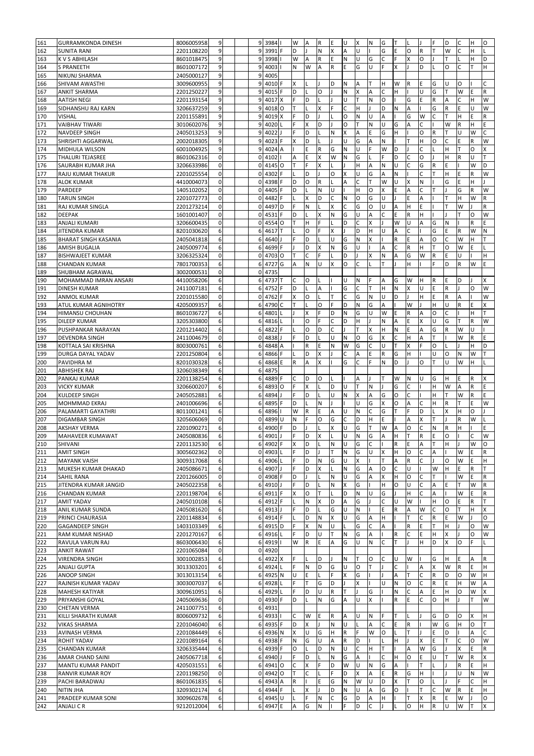| | | | | | | | | | | | | | | | | | | | | | | | |
|---|---|---|---|---|---|---|---|---|---|---|---|---|---|---|---|---|---|---|---|---|---|---|---|
| 161 | GURRAMKONDA DINESH | 8006005958 | 9 | | 9 | 3984 | I | W | A | R | E | U | X | N | G | T | L | J | F | D | C | H | O |
| 162 | SUNITA RANI | 2201108220 | 9 | | 9 | 3991 | F | D | J | N | X | A | U | I | G | E | O | R | T | W | C | H | L |
| 163 | K V S ABHILASH | 8601018475 | 9 | | 9 | 3998 | I | W | A | R | E | N | U | G | C | F | X | O | J | T | L | H | D |
| 164 | S PRANEETH | 8601007172 | 9 | | 9 | 4003 | I | N | W | A | R | E | G | U | F | X | J | D | L | O | C | T | H |
| 165 | NIKUNJ SHARMA | 2405000127 | 9 | | 9 | 4005 | | | | | | | | | | | | | | | | | |
| 166 | SHIVAM AWASTHI | 3009600955 | 9 | | 9 | 4010 | F | X | L | J | D | N | A | T | H | W | R | E | G | U | O | I | C |
| 167 | ANKIT SHARMA | 2201250227 | 9 | | 9 | 4015 | F | D | L | O | J | N | X | A | C | H | I | U | G | T | W | E | R |
| 168 | AATISH NEGI | 2201193154 | 9 | | 9 | 4017 | X | F | D | L | J | U | T | N | O | | I | G | E | A | C | H | W |
| 169 | SIDHANSHU RAJ KARN | 3206637259 | 9 | | 9 | 4018 | O | T | L | X | F | C | H | J | D | N | A | I | G | R | E | U | W |
| 170 | VISHAL | 2201155891 | 9 | | 9 | 4019 | X | F | D | J | L | O | N | U | A | I | G | W | C | T | H | E | R |
| 171 | VAIBHAV TIWARI | 3010602076 | 9 | | 9 | 4020 | L | F | X | D | J | O | T | N | U | G | A | C | I | W | R | H | E |
| 172 | NAVDEEP SINGH | 2405013253 | 9 | | 9 | 4022 | J | F | D | L | N | X | A | E | G | H | I | O | R | T | U | W | C |
| 173 | SHRISHTI AGGARWAL | 2002018305 | 9 | | 9 | 4023 | F | X | D | L | J | U | G | A | N | I | T | H | O | C | E | R | W |
| 174 | MIDHULA WILSON | 6001004925 | 9 | | 9 | 4024 | A | I | E | R | G | N | U | F | W | D | J | C | L | H | T | O | X |
| 175 | THALURI TEJASREE | 8601062316 | 0 | | 0 | 4102 | I | A | E | X | W | N | G | L | F | D | C | O | J | H | R | U | T |
| 176 | SAURABH KUMAR JHA | 3206633986 | 0 | | 0 | 4145 | O | T | F | X | L | J | H | A | N | U | C | G | R | E | I | W | D |
| 177 | RAJU KUMAR THAKUR | 2201025554 | 0 | | 0 | 4302 | F | L | D | J | O | X | U | G | A | N | I | C | T | H | E | R | W |
| 178 | ALOK KUMAR | 4410004073 | 0 | | 0 | 4398 | F | D | O | R | L | A | C | T | W | U | X | N | I | G | E | H | J |
| 179 | PARDEEP | 1405102052 | 0 | | 0 | 4405 | F | D | L | N | U | I | H | O | X | E | A | C | T | J | G | R | W |
| 180 | TARUN SINGH | 2201072773 | 0 | | 0 | 4482 | F | L | X | D | C | N | O | G | U | J | E | A | I | T | H | W | R |
| 181 | RAJ KUMAR SINGLA | 2201273214 | 0 | | 0 | 4497 | D | F | N | L | X | C | G | O | U | A | H | E | I | T | W | J | R |
| 182 | DEEPAK | 1601001407 | 0 | | 0 | 4531 | F | D | L | X | N | G | U | A | C | E | R | H | I | J | T | O | W |
| 183 | ANJALI KUMARI | 3206600435 | 0 | | 0 | 4554 | O | T | H | F | L | D | C | X | J | W | U | A | G | N | I | R | E |
| 184 | JITENDRA KUMAR | 8201030630 | 6 | | 6 | 4617 | T | L | O | F | X | J | D | H | U | A | C | I | G | E | R | W | N |
| 185 | BHARAT SINGH KASANIA | 2405041818 | 6 | | 6 | 4640 | J | F | D | L | U | G | N | X | I | R | E | A | O | C | W | H | T |
| 186 | AMISH BUGALIA | 2405009774 | 6 | | 6 | 4699 | F | J | D | X | N | G | U | I | A | C | R | H | T | O | W | E | L |
| 187 | BISHWAJEET KUMAR | 3206325324 | 0 | | 0 | 4703 | O | T | C | F | L | D | J | X | N | A | G | W | R | E | U | I | H |
| 188 | CHANDAN KUMAR | 7801700353 | 6 | | 6 | 4727 | G | A | N | U | X | O | C | L | T | J | H | I | F | D | R | W | E |
| 189 | SHUBHAM AGRAWAL | 3002000531 | 0 | | 0 | 4735 | | | | | | | | | | | | | | | | | |
| 190 | MOHAMMAD IMRAN ANSARI | 4410058206 | 6 | | 6 | 4737 | T | C | O | L | I | U | N | F | A | G | W | H | R | E | D | J | X |
| 191 | DINESH KUMAR | 2411007181 | 6 | | 6 | 4752 | F | D | L | A | I | G | C | T | H | N | X | U | E | R | J | O | W |
| 192 | ANMOL KUMAR | 2201015580 | 0 | | 0 | 4762 | F | X | O | L | T | C | G | N | U | D | J | H | E | R | A | I | W |
| 193 | ATUL KUMAR AGNIHOTRY | 4205009357 | 6 | | 6 | 4790 | C | T | L | O | F | D | N | G | A | I | W | J | H | U | R | E | X |
| 194 | HIMANSU CHOUHAN | 8601036727 | 6 | | 6 | 4801 | L | J | X | F | D | N | G | U | W | E | R | A | O | C | I | H | T |
| 195 | DILEEP KUMAR | 3205303800 | 6 | | 6 | 4816 | L | I | O | F | C | D | H | J | N | A | E | X | U | G | T | R | W |
| 196 | PUSHPANKAR NARAYAN | 2201214402 | 6 | | 6 | 4822 | F | L | O | D | C | J | T | X | H | N | E | A | G | R | W | U | I |
| 197 | DEVENDRA SINGH | 2411004679 | 0 | | 0 | 4838 | J | F | D | L | U | N | O | G | X | C | H | A | T | I | W | R | E |
| 198 | KOTTALA SAI KRISHNA | 8003000761 | 6 | | 6 | 4848 | A | I | R | E | N | W | G | C | U | T | X | F | O | L | J | H | D |
| 199 | DURGA DAYAL YADAV | 2201250804 | 6 | | 6 | 4866 | F | L | D | X | J | C | A | E | R | G | H | I | U | O | N | W | T |
| 200 | PAVIDHRA M | 8201030328 | 6 | | 6 | 4868 | E | R | A | X | I | G | C | F | N | D | J | O | T | U | W | H | L |
| 201 | ABHISHEK RAJ | 3206038349 | 6 | | 6 | 4875 | | | | | | | | | | | | | | | | | |
| 202 | PANKAJ KUMAR | 2201138254 | 6 | | 6 | 4889 | F | C | D | O | L | I | A | J | T | W | N | U | G | H | E | R | X |
| 203 | VICKY KUMAR | 3206600207 | 6 | | 6 | 4893 | O | F | X | L | D | U | T | N | J | G | C | I | H | W | A | R | E |
| 204 | KULDEEP SINGH | 2405052881 | 6 | | 6 | 4894 | J | F | D | L | U | N | X | A | G | O | C | I | H | T | W | R | E |
| 205 | MOHMMAD EKRAJ | 2401006696 | 6 | | 6 | 4895 | F | D | L | N | J | I | U | G | X | O | A | C | H | R | T | E | W |
| 206 | PALAMARTI GAYATHRI | 8011001241 | 6 | | 6 | 4896 | I | W | R | E | A | U | N | C | G | T | F | D | L | X | H | O | J |
| 207 | DIGAMBAR SINGH | 3205606069 | 0 | | 0 | 4899 | U | N | F | O | G | C | D | H | E | I | A | X | T | J | R | W | L |
| 208 | AKSHAY VERMA | 2201090271 | 6 | | 6 | 4900 | F | D | J | L | X | U | G | T | W | A | O | C | N | R | H | I | E |
| 209 | MAHAVEER KUMAWAT | 2405080836 | 6 | | 6 | 4901 | J | F | D | X | L | U | N | G | A | H | T | R | E | O | I | C | W |
| 210 | SHIVANI | 2201132530 | 6 | | 6 | 4902 | F | X | D | L | N | U | G | C | I | R | E | A | T | H | J | W | O |
| 211 | AMIT SINGH | 3005602362 | 0 | | 0 | 4903 | L | F | D | J | T | N | G | U | X | H | O | C | A | I | W | E | R |
| 212 | MAYANK VAISH | 3009317068 | 6 | | 6 | 4906 | L | F | D | N | G | U | X | I | T | A | R | C | J | O | W | E | H |
| 213 | MUKESH KUMAR DHAKAD | 2405086671 | 6 | | 6 | 4907 | J | F | D | X | L | N | G | A | O | C | U | I | W | H | E | R | T |
| 214 | SAHIL RANA | 2201266005 | 0 | | 0 | 4908 | F | D | J | L | N | U | G | A | X | H | O | C | T | I | W | E | R |
| 215 | JITENDRA KUMAR JANGID | 2405022358 | 6 | | 6 | 4910 | J | F | D | L | N | X | G | I | H | O | U | C | A | E | T | W | R |
| 216 | CHANDAN KUMAR | 2201198704 | 6 | | 6 | 4911 | F | X | O | T | L | D | N | U | G | J | H | C | A | I | W | E | R |
| 217 | AMIT YADAV | 2405010108 | 6 | | 6 | 4912 | F | L | N | X | D | A | G | J | C | U | W | I | H | O | E | R | T |
| 218 | ANIL KUMAR SUNDA | 2405081620 | 6 | | 6 | 4913 | J | F | D | L | G | U | N | I | E | R | A | W | C | O | T | H | X |
| 219 | PRINCI CHAURASIA | 2201148834 | 6 | | 6 | 4914 | F | L | D | N | X | U | G | A | H | I | T | C | R | E | W | J | O |
| 220 | GAGANDEEP SINGH | 1403103349 | 6 | | 6 | 4915 | D | F | X | N | U | L | G | C | A | I | R | E | T | H | J | O | W |
| 221 | RAM KUMAR NISHAD | 2201270167 | 6 | | 6 | 4916 | L | F | D | U | T | N | G | A | I | R | C | E | H | X | J | O | W |
| 222 | RAVULA VARUN RAJ | 8603006430 | 6 | | 6 | 4919 | I | W | R | E | A | G | U | N | C | T | J | H | D | X | O | F | L |
| 223 | ANKIT RAWAT | 2201065084 | 0 | | 0 | 4920 | | | | | | | | | | | | | | | | | |
| 224 | VIRENDRA SINGH | 3001002853 | 6 | | 6 | 4922 | X | F | L | D | J | N | T | O | C | U | W | I | G | H | E | A | R |
| 225 | ANJALI GUPTA | 3013303201 | 6 | | 6 | 4924 | L | F | N | D | G | U | O | T | J | C | I | A | X | W | R | E | H |
| 226 | ANOOP SINGH | 3013013154 | 6 | | 6 | 4925 | N | U | E | L | F | X | G | I | J | A | T | C | R | D | O | W | H |
| 227 | RAJNISH KUMAR YADAV | 3003007037 | 6 | | 6 | 4928 | L | F | T | G | D | J | X | I | U | N | O | C | R | E | H | W | A |
| 228 | MAHESH KATIYAR | 3009610951 | 6 | | 6 | 4929 | L | F | D | U | R | T | J | G | I | N | C | A | E | H | O | W | X |
| 229 | PRIYANSHI GOYAL | 2405069636 | 0 | | 0 | 4930 | F | D | L | N | G | A | U | X | I | R | E | C | O | H | J | T | W |
| 230 | CHETAN VERMA | 2411007751 | 6 | | 6 | 4931 | | | | | | | | | | | | | | | | | |
| 231 | KILLI SHARATH KUMAR | 8006009732 | 6 | | 6 | 4933 | I | C | W | E | R | A | U | N | F | T | L | J | G | D | O | X | H |
| 232 | VIKAS SHARMA | 2201046040 | 6 | | 6 | 4935 | F | D | X | J | N | U | L | A | C | E | R | I | W | G | H | O | T |
| 233 | AVINASH VERMA | 2201084449 | 6 | | 6 | 4936 | N | X | U | G | H | R | F | W | O | L | T | J | E | D | I | A | C |
| 234 | ROHIT YADAV | 2201089164 | 6 | | 6 | 4938 | F | N | G | U | A | R | D | I | L | H | J | X | E | T | C | O | W |
| 235 | CHANDAN KUMAR | 3206335444 | 6 | | 6 | 4939 | F | O | L | D | N | U | C | H | T | I | A | W | G | J | X | E | R |
| 236 | AMAR CHAND SAINI | 2405067718 | 6 | | 6 | 4940 | J | F | D | L | N | G | A | I | C | H | O | E | U | T | W | R | X |
| 237 | MANTU KUMAR PANDIT | 4205031551 | 6 | | 6 | 4941 | O | C | X | F | D | W | U | N | G | A | I | T | L | J | R | E | H |
| 238 | RANVIR KUMAR ROY | 2201198250 | 0 | | 0 | 4942 | O | T | C | L | F | D | X | A | E | R | G | H | I | J | U | N | W |
| 239 | PACHI BARADWAJ | 8601061835 | 6 | | 6 | 4943 | A | R | I | E | G | N | W | U | D | X | T | O | L | J | F | C | H |
| 240 | NITIN JHA | 3209302174 | 6 | | 6 | 4944 | F | L | X | J | D | N | U | A | G | O | I | T | C | W | R | E | H |
| 241 | PRADEEP KUMAR SONI | 3009602678 | 6 | | 6 | 4945 | U | L | F | N | C | G | D | A | H | I | T | X | R | E | W | J | O |
| 242 | ANJALI C R | 9212012004 | 6 | | 6 | 4947 | E | A | G | N | I | F | D | C | J | L | O | H | R | U | W | T | X |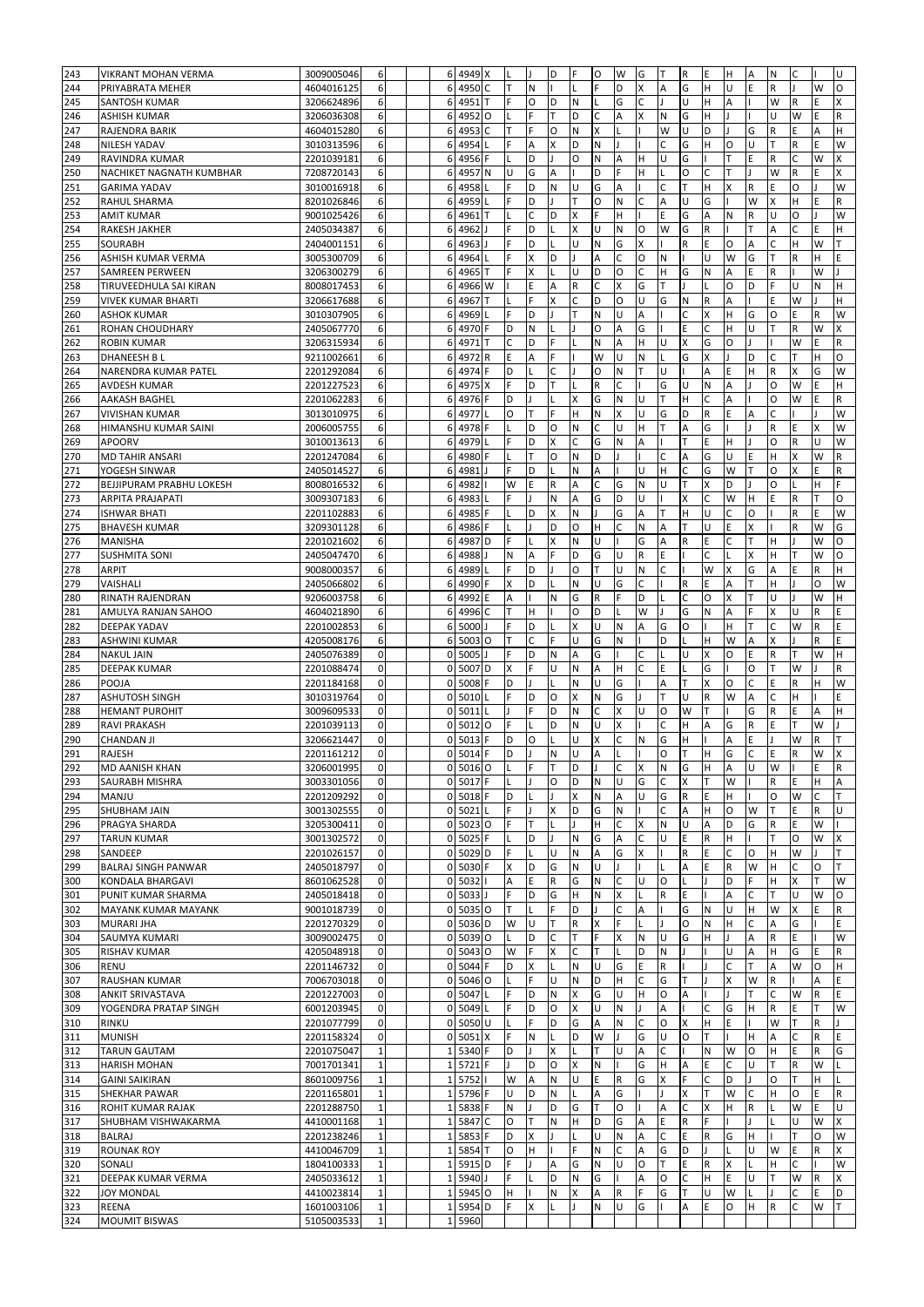| | | | | | | | | | | | | | | | | | | | | | | | |
|---|---|---|---|---|---|---|---|---|---|---|---|---|---|---|---|---|---|---|---|---|---|---|---|
| 243 | VIKRANT MOHAN VERMA | 3009005046 | 6 | | 6 | 4949 | X | L | J | D | F | O | W | G | T | R | E | H | A | N | C | I | U |
| 244 | PRIYABRATA MEHER | 4604016125 | 6 | | 6 | 4950 | C | T | N | I | L | F | D | X | A | G | H | U | E | R | J | W | O |
| 245 | SANTOSH KUMAR | 3206624896 | 6 | | 6 | 4951 | T | F | O | D | N | L | G | C | J | U | H | A | I | W | R | E | X |
| 246 | ASHISH KUMAR | 3206036308 | 6 | | 6 | 4952 | O | L | F | T | D | C | A | X | N | G | H | J | I | U | W | E | R |
| 247 | RAJENDRA BARIK | 4604015280 | 6 | | 6 | 4953 | C | T | F | O | N | X | L | I | W | U | D | J | G | R | E | A | H |
| 248 | NILESH YADAV | 3010313596 | 6 | | 6 | 4954 | L | F | A | X | D | N | J | I | C | G | H | O | U | T | R | E | W |
| 249 | RAVINDRA KUMAR | 2201039181 | 6 | | 6 | 4956 | F | L | D | J | O | N | A | H | U | G | I | T | E | R | C | W | X |
| 250 | NACHIKET NAGNATH KUMBHAR | 7208720143 | 6 | | 6 | 4957 | N | U | G | A | I | D | F | H | L | O | C | T | J | W | R | E | X |
| 251 | GARIMA YADAV | 3010016918 | 6 | | 6 | 4958 | L | F | D | N | U | G | A | I | C | T | H | X | R | E | O | J | W |
| 252 | RAHUL SHARMA | 8201026846 | 6 | | 6 | 4959 | L | F | D | J | T | O | N | C | A | U | G | I | W | X | H | E | R |
| 253 | AMIT KUMAR | 9001025426 | 6 | | 6 | 4961 | T | L | C | D | X | F | H | I | E | G | A | N | R | U | O | J | W |
| 254 | RAKESH JAKHER | 2405034387 | 6 | | 6 | 4962 | J | F | D | L | X | U | N | O | W | G | R | I | T | A | C | E | H |
| 255 | SOURABH | 2404001151 | 6 | | 6 | 4963 | J | F | D | L | U | N | G | X | I | R | E | O | A | C | H | W | T |
| 256 | ASHISH KUMAR VERMA | 3005300709 | 6 | | 6 | 4964 | L | F | X | D | J | A | C | O | N | I | U | W | G | T | R | H | E |
| 257 | SAMREEN PERWEEN | 3206300279 | 6 | | 6 | 4965 | T | F | X | L | U | D | O | C | H | G | N | A | E | R | I | W | J |
| 258 | TIRUVEEDHULA SAI KIRAN | 8008017453 | 6 | | 6 | 4966 | W | I | E | A | R | C | X | G | T | J | L | O | D | F | U | N | H |
| 259 | VIVEK KUMAR BHARTI | 3206617688 | 6 | | 6 | 4967 | T | L | F | X | C | D | O | U | G | N | R | A | I | E | W | J | H |
| 260 | ASHOK KUMAR | 3010307905 | 6 | | 6 | 4969 | L | F | D | J | T | N | U | A | I | C | X | H | G | O | E | R | W |
| 261 | ROHAN CHOUDHARY | 2405067770 | 6 | | 6 | 4970 | F | D | N | L | J | O | A | G | I | E | C | H | U | T | R | W | X |
| 262 | ROBIN KUMAR | 3206315934 | 6 | | 6 | 4971 | T | C | D | F | L | N | A | H | U | X | G | O | J | I | W | E | R |
| 263 | DHANEESH B L | 9211002661 | 6 | | 6 | 4972 | R | E | A | F | I | W | U | N | L | G | X | J | D | C | T | H | O |
| 264 | NARENDRA KUMAR PATEL | 2201292084 | 6 | | 6 | 4974 | F | D | L | C | J | O | N | T | U | | I | A | E | R | X | G | W |
| 265 | AVDESH KUMAR | 2201227523 | 6 | | 6 | 4975 | X | F | D | T | L | R | C | I | G | U | N | A | J | O | W | E | H |
| 266 | AAKASH BAGHEL | 2201062283 | 6 | | 6 | 4976 | F | D | J | L | X | G | N | U | T | H | C | A | I | O | W | E | R |
| 267 | VIVISHAN KUMAR | 3013010975 | 6 | | 6 | 4977 | L | O | T | F | H | N | X | U | G | D | R | E | A | C | I | J | W |
| 268 | HIMANSHU KUMAR SAINI | 2006005755 | 6 | | 6 | 4978 | F | L | D | O | N | C | U | H | T | A | G | I | J | R | E | X | W |
| 269 | APOORV | 3010013613 | 6 | | 6 | 4979 | L | F | D | X | C | G | N | A | I | T | E | H | J | O | R | U | W |
| 270 | MD TAHIR ANSARI | 2201247084 | 6 | | 6 | 4980 | F | L | T | O | N | D | J | I | C | A | G | U | E | H | X | W | R |
| 271 | YOGESH SINWAR | 2405014527 | 6 | | 6 | 4981 | J | F | D | L | N | A | I | U | H | C | G | W | T | O | X | E | R |
| 272 | BEJJIPURAM PRABHU LOKESH | 8008016532 | 6 | | 6 | 4982 | I | W | E | R | A | C | G | N | U | T | X | D | J | O | L | H | F |
| 273 | ARPITA PRAJAPATI | 3009307183 | 6 | | 6 | 4983 | J | F | L | N | A | G | D | U | I | X | C | W | H | E | R | T | O |
| 274 | ISHWAR BHATI | 2201102883 | 6 | | 6 | 4985 | F | L | D | X | N | J | G | A | T | H | U | C | O | I | R | E | W |
| 275 | BHAVESH KUMAR | 3209301128 | 6 | | 6 | 4986 | F | L | J | D | O | H | C | N | A | T | U | E | X | I | R | W | G |
| 276 | MANISHA | 2201021602 | 6 | | 6 | 4987 | D | F | L | X | N | U | I | G | A | R | E | C | T | H | J | W | O |
| 277 | SUSHMITA SONI | 2405047470 | 6 | | 6 | 4988 | J | N | A | F | D | G | U | R | E | I | C | L | X | H | T | W | O |
| 278 | ARPIT | 9008000357 | 6 | | 6 | 4989 | J | F | D | L | O | T | U | N | C | I | W | X | G | A | E | R | H |
| 279 | VAISHALI | 2405066802 | 6 | | 6 | 4990 | F | X | D | L | N | U | G | C | I | R | E | A | T | H | J | O | W |
| 280 | RINATH RAJENDRAN | 9206003758 | 6 | | 6 | 4992 | E | A | I | N | G | R | F | D | L | C | O | X | T | U | J | W | H |
| 281 | AMULYA RANJAN SAHOO | 4604021890 | 6 | | 6 | 4996 | C | T | H | I | O | D | L | W | J | G | N | A | F | X | U | R | E |
| 282 | DEEPAK YADAV | 2201002853 | 6 | | 6 | 5000 | J | F | D | L | X | U | N | A | G | O | I | H | T | C | W | R | E |
| 283 | ASHWINI KUMAR | 4205008176 | 6 | | 6 | 5003 | O | T | C | F | U | G | N | I | D | L | H | W | A | X | J | R | E |
| 284 | NAKUL JAIN | 2405076389 | 0 | | 0 | 5005 | J | F | D | N | A | G | I | C | L | U | X | O | E | R | T | W | H |
| 285 | DEEPAK KUMAR | 2201088474 | 0 | | 0 | 5007 | D | X | F | U | N | A | H | C | E | L | G | I | O | T | W | J | R |
| 286 | POOJA | 2201184168 | 0 | | 0 | 5008 | F | D | J | L | N | U | G | I | A | T | X | O | C | E | R | H | W |
| 287 | ASHUTOSH SINGH | 3010319764 | 0 | | 0 | 5010 | L | F | D | O | X | N | G | J | T | U | R | W | A | C | H | I | E |
| 288 | HEMANT PUROHIT | 3009609533 | 0 | | 0 | 5011 | L | J | F | D | N | C | X | U | O | W | T | I | G | R | E | A | H |
| 289 | RAVI PRAKASH | 2201039113 | 0 | | 0 | 5012 | O | L | F | D | N | U | X | I | C | H | A | G | R | E | T | W | J |
| 290 | CHANDAN JI | 3206621447 | 0 | | 0 | 5013 | F | D | O | L | U | X | C | N | G | H | I | A | E | J | W | R | T |
| 291 | RAJESH | 2201161212 | 0 | | 0 | 5014 | F | D | J | N | U | A | L | I | O | T | H | G | C | E | R | W | X |
| 292 | MD AANISH KHAN | 3206001995 | 0 | | 0 | 5016 | O | L | F | T | D | J | C | X | N | G | H | A | U | W | I | E | R |
| 293 | SAURABH MISHRA | 3003301056 | 0 | | 0 | 5017 | F | L | J | O | D | N | U | G | C | X | T | W | I | R | E | H | A |
| 294 | MANJU | 2201209292 | 0 | | 0 | 5018 | F | D | L | J | X | N | A | U | G | R | E | H | I | O | W | C | T |
| 295 | SHUBHAM JAIN | 3001302555 | 0 | | 0 | 5021 | L | F | J | X | D | G | N | I | C | A | H | O | W | T | E | R | U |
| 296 | PRAGYA SHARDA | 3205300411 | 0 | | 0 | 5023 | O | F | T | L | J | H | C | X | N | U | A | D | G | R | E | W | I |
| 297 | TARUN KUMAR | 3001302572 | 0 | | 0 | 5025 | F | L | D | J | N | G | A | C | U | E | R | H | I | T | O | W | X |
| 298 | SANDEEP | 2201026157 | 0 | | 0 | 5029 | D | F | L | U | N | A | G | X | I | R | E | C | O | H | W | J | T |
| 299 | BALRAJ SINGH PANWAR | 2405018797 | 0 | | 0 | 5030 | F | X | D | G | N | U | J | I | L | A | E | R | W | H | C | O | T |
| 300 | KONDALA BHARGAVI | 8601062528 | 0 | | 0 | 5032 | I | A | E | R | G | N | C | U | O | L | J | D | F | H | X | T | W |
| 301 | PUNIT KUMAR SHARMA | 2405018418 | 0 | | 0 | 5033 | J | F | D | G | H | N | X | L | R | E | I | A | C | T | U | W | O |
| 302 | MAYANK KUMAR MAYANK | 9001018739 | 0 | | 0 | 5035 | O | T | L | F | D | J | C | A | I | G | N | U | H | W | X | E | R |
| 303 | MURARI JHA | 2201270329 | 0 | | 0 | 5036 | D | W | U | T | R | X | F | L | J | O | N | H | C | A | G | I | E |
| 304 | SAUMYA KUMARI | 3009002475 | 0 | | 0 | 5039 | O | L | D | C | T | F | X | N | U | G | H | J | A | R | E | I | W |
| 305 | RISHAV KUMAR | 4205048918 | 0 | | 0 | 5043 | O | W | F | X | C | T | L | D | N | J | I | U | A | H | G | E | R |
| 306 | RENU | 2201146732 | 0 | | 0 | 5044 | F | D | X | L | N | U | G | E | R | I | J | C | T | A | W | O | H |
| 307 | RAUSHAN KUMAR | 7006703018 | 0 | | 0 | 5046 | O | L | F | U | N | D | H | C | G | T | J | X | W | R | I | A | E |
| 308 | ANKIT SRIVASTAVA | 2201227003 | 0 | | 0 | 5047 | L | F | D | N | X | G | U | H | O | A | I | J | T | C | W | R | E |
| 309 | YOGENDRA PRATAP SINGH | 6001203945 | 0 | | 0 | 5049 | L | F | D | O | X | U | N | J | A | I | C | G | H | R | E | T | W |
| 310 | RINKU | 2201077799 | 0 | | 0 | 5050 | U | I | F | D | G | A | N | C | O | X | H | E | L | W | T | R | J |
| 311 | MUNISH | 2201158324 | 0 | | 0 | 5051 | X | F | N | L | D | W | J | G | U | O | T | I | H | A | C | R | E |
| 312 | TARUN GAUTAM | 2201075047 | 1 | | 1 | 5340 | F | D | J | X | L | T | U | A | C | I | N | W | O | H | E | R | G |
| 313 | HARISH MOHAN | 7001701341 | 1 | | 1 | 5721 | F | J | D | O | X | N | I | G | H | A | E | C | U | T | R | W | L |
| 314 | GAINI SAIKIRAN | 8601009756 | 1 | | 1 | 5752 | I | W | A | N | U | E | R | G | X | F | C | D | J | O | T | H | L |
| 315 | SHEKHAR PAWAR | 2201165801 | 1 | | 1 | 5796 | F | U | D | N | L | A | G | I | J | X | T | W | C | H | O | E | R |
| 316 | ROHIT KUMAR RAJAK | 2201288750 | 1 | | 1 | 5838 | F | N | J | D | G | T | O | I | A | C | X | H | R | L | W | E | U |
| 317 | SHUBHAM VISHWAKARMA | 4410001168 | 1 | | 1 | 5847 | C | O | T | N | H | D | G | A | E | R | F | I | J | L | U | W | X |
| 318 | BALRAJ | 2201238246 | 1 | | 1 | 5853 | F | D | X | J | L | U | N | A | C | E | R | G | H | I | T | O | W |
| 319 | ROUNAK ROY | 4410046709 | 1 | | 1 | 5854 | T | O | H | I | F | N | C | A | G | D | J | L | U | W | E | R | X |
| 320 | SONALI | 1804100333 | 1 | | 1 | 5915 | D | F | J | A | G | N | U | O | T | E | R | X | L | H | C | I | W |
| 321 | DEEPAK KUMAR VERMA | 2405033612 | 1 | | 1 | 5940 | J | F | L | D | N | G | I | A | O | C | H | E | U | T | W | R | X |
| 322 | JOY MONDAL | 4410023814 | 1 | | 1 | 5945 | O | H | I | N | X | A | R | F | G | T | U | W | L | J | C | E | D |
| 323 | REENA | 1601003106 | 1 | | 1 | 5954 | D | F | X | L | J | N | U | G | I | A | E | O | H | R | C | W | T |
| 324 | MOUMIT BISWAS | 5105003533 | 1 | | 1 | 5960 | | | | | | | | | | | | | | | | | |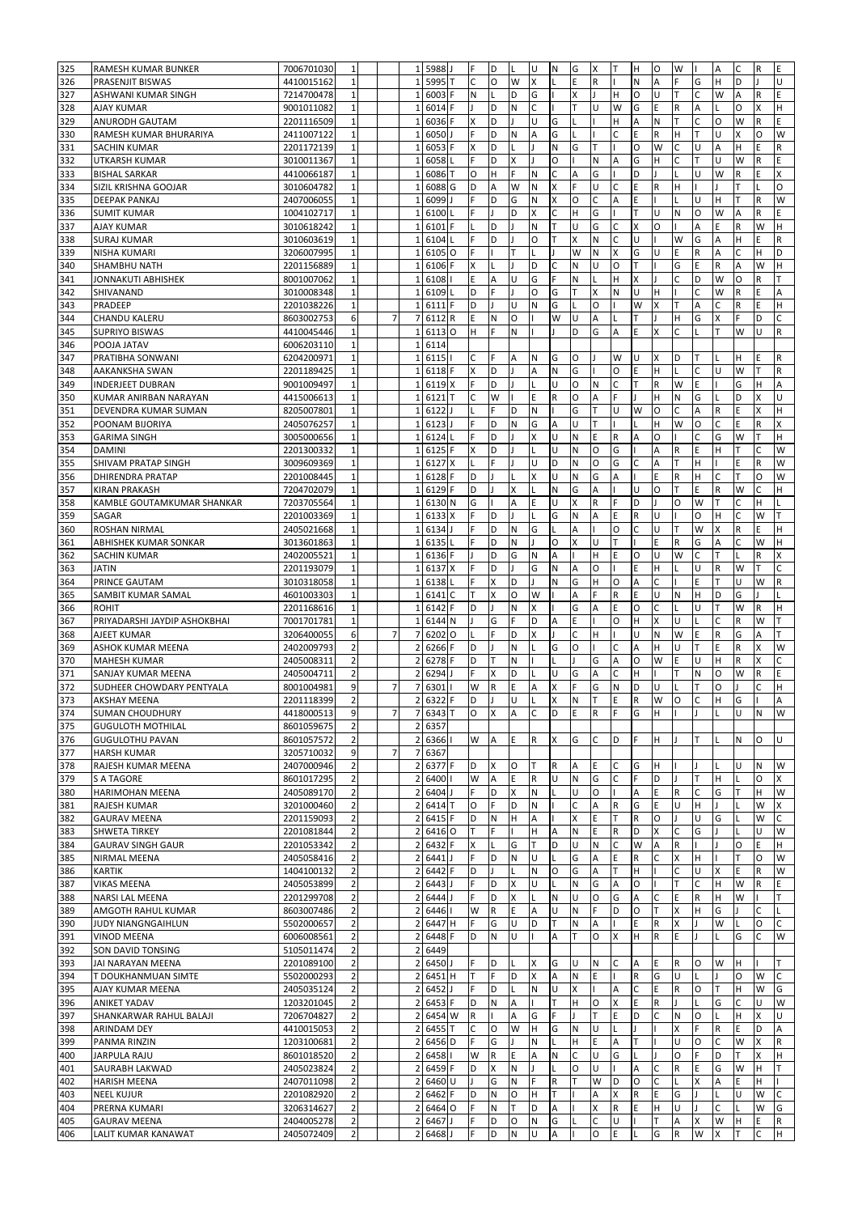| | | | | | | | | | | | | | | | | | | | | | | | |
|---|---|---|---|---|---|---|---|---|---|---|---|---|---|---|---|---|---|---|---|---|---|---|---|
| 325 | RAMESH KUMAR BUNKER | 7006701030 | 1 | | 1 | 5988 | J | F | D | L | U | N | G | X | T | H | O | W | I | A | C | R | E |
| 326 | PRASENJIT BISWAS | 4410015162 | 1 | | 1 | 5995 | T | C | O | W | X | L | E | R | I | N | A | F | G | H | D | J | U |
| 327 | ASHWANI KUMAR SINGH | 7214700478 | 1 | | 1 | 6003 | F | N | L | D | G | I | X | J | H | O | U | T | C | W | A | R | E |
| 328 | AJAY KUMAR | 9001011082 | 1 | | 1 | 6014 | F | J | D | N | C | I | T | U | W | G | E | R | A | L | O | X | H |
| 329 | ANURODH GAUTAM | 2201116509 | 1 | | 1 | 6036 | F | X | D | J | U | G | L | I | H | A | N | T | C | O | W | R | E |
| 330 | RAMESH KUMAR BHURARIYA | 2411007122 | 1 | | 1 | 6050 | J | F | D | N | A | G | L | I | C | E | R | H | T | U | X | O | W |
| 331 | SACHIN KUMAR | 2201172139 | 1 | | 1 | 6053 | F | X | D | L | J | N | G | T | I | O | W | C | U | A | H | E | R |
| 332 | UTKARSH KUMAR | 3010011367 | 1 | | 1 | 6058 | L | F | D | X | J | O | I | N | A | G | H | C | T | U | W | R | E |
| 333 | BISHAL SARKAR | 4410066187 | 1 | | 1 | 6086 | T | O | H | F | N | C | A | G | I | D | J | L | U | W | R | E | X |
| 334 | SIZIL KRISHNA GOOJAR | 3010604782 | 1 | | 1 | 6088 | G | D | A | W | N | X | F | U | C | E | R | H | I | J | T | L | O |
| 335 | DEEPAK PANKAJ | 2407006055 | 1 | | 1 | 6099 | J | F | D | G | N | X | O | C | A | E | I | L | U | H | T | R | W |
| 336 | SUMIT KUMAR | 1004102717 | 1 | | 1 | 6100 | L | F | J | D | X | C | H | G | I | T | U | N | O | W | A | R | E |
| 337 | AJAY KUMAR | 3010618242 | 1 | | 1 | 6101 | F | L | D | J | N | T | U | G | C | X | O | I | A | E | R | W | H |
| 338 | SURAJ KUMAR | 3010603619 | 1 | | 1 | 6104 | L | F | D | J | O | T | X | N | C | U | I | W | G | A | H | E | R |
| 339 | NISHA KUMARI | 3206007995 | 1 | | 1 | 6105 | O | F | I | T | L | J | W | N | X | G | U | E | R | A | C | H | D |
| 340 | SHAMBHU NATH | 2201156889 | 1 | | 1 | 6106 | F | X | L | J | D | C | N | U | O | T | I | G | E | R | A | W | H |
| 341 | JONNAKUTI ABHISHEK | 8001007062 | 1 | | 1 | 6108 | I | E | A | U | G | F | N | L | H | X | J | C | D | W | O | R | T |
| 342 | SHIVANAND | 3010008348 | 1 | | 1 | 6109 | L | D | F | J | O | G | T | X | N | U | H | I | C | W | R | E | A |
| 343 | PRADEEP | 2201038226 | 1 | | 1 | 6111 | F | D | J | U | N | G | L | O | I | W | X | T | A | C | R | E | H |
| 344 | CHANDU KALERU | 8603002753 | 6 | 7 | 7 | 6112 | R | E | N | O | I | W | U | A | L | T | J | H | G | X | F | D | C |
| 345 | SUPRIYO BISWAS | 4410045446 | 1 | | 1 | 6113 | O | H | F | N | I | J | D | G | A | E | X | C | L | T | W | U | R |
| 346 | POOJA JATAV | 6006203110 | 1 | | 1 | 6114 | | | | | | | | | | | | | | | | | |
| 347 | PRATIBHA SONWANI | 6204200971 | 1 | | 1 | 6115 | I | C | F | A | N | G | O | J | W | U | X | D | T | L | H | E | R |
| 348 | AAKANKSHA SWAN | 2201189425 | 1 | | 1 | 6118 | F | X | D | J | A | N | G | I | O | E | H | L | C | U | W | T | R |
| 349 | INDERJEET DUBRAN | 9001009497 | 1 | | 1 | 6119 | X | F | D | J | L | U | O | N | C | T | R | W | E | I | G | H | A |
| 350 | KUMAR ANIRBAN NARAYAN | 4415006613 | 1 | | 1 | 6121 | T | C | W | I | E | R | O | A | F | J | H | N | G | L | D | X | U |
| 351 | DEVENDRA KUMAR SUMAN | 8205007801 | 1 | | 1 | 6122 | J | L | F | D | N | I | G | T | U | W | O | C | A | R | E | X | H |
| 352 | POONAM BIJORIYA | 2405076257 | 1 | | 1 | 6123 | J | F | D | N | G | A | U | T | I | L | H | W | O | C | E | R | X |
| 353 | GARIMA SINGH | 3005000656 | 1 | | 1 | 6124 | L | F | D | J | X | U | N | E | R | A | O | I | C | G | W | T | H |
| 354 | DAMINI | 2201300332 | 1 | | 1 | 6125 | F | X | D | J | L | U | N | O | G | I | A | R | E | H | T | C | W |
| 355 | SHIVAM PRATAP SINGH | 3009609369 | 1 | | 1 | 6127 | X | L | F | J | U | D | N | O | G | C | A | T | H | I | E | R | W |
| 356 | DHIRENDRA PRATAP | 2201008445 | 1 | | 1 | 6128 | F | D | J | L | X | U | N | G | A | I | E | R | H | C | T | O | W |
| 357 | KIRAN PRAKASH | 7204702079 | 1 | | 1 | 6129 | F | D | J | X | L | N | G | A | I | U | O | T | E | R | W | C | H |
| 358 | KAMBLE GOUTAMKUMAR SHANKAR | 7203705564 | 1 | | 1 | 6130 | N | G | I | A | E | U | X | R | F | D | J | O | W | T | C | H | L |
| 359 | SAGAR | 2201003369 | 1 | | 1 | 6133 | X | F | D | J | L | G | N | A | E | R | U | I | O | H | C | W | T |
| 360 | ROSHAN NIRMAL | 2405021668 | 1 | | 1 | 6134 | J | F | D | N | G | L | A | I | | O | C | U | T | W | X | E | H |
| 361 | ABHISHEK KUMAR SONKAR | 3013601863 | 1 | | 1 | 6135 | L | F | D | N | J | O | X | U | T | I | E | R | G | A | C | W | H |
| 362 | SACHIN KUMAR | 2402005521 | 1 | | 1 | 6136 | F | J | D | G | N | A | I | H | E | O | U | W | C | T | L | R | X |
| 363 | JATIN | 2201193079 | 1 | | 1 | 6137 | X | F | D | J | G | N | A | O | I | E | H | L | U | R | W | T | C |
| 364 | PRINCE GAUTAM | 3010318058 | 1 | | 1 | 6138 | L | F | X | D | J | N | G | H | O | A | C | I | E | T | U | W | R |
| 365 | SAMBIT KUMAR SAMAL | 4601003303 | 1 | | 1 | 6141 | C | T | X | O | W | I | A | F | R | E | U | N | H | D | G | J | L |
| 366 | ROHIT | 2201168616 | 1 | | 1 | 6142 | F | D | J | N | X | I | G | A | E | O | C | L | U | T | W | R | H |
| 367 | PRIYADARSHI JAYDIP ASHOKBHAI | 7001701781 | 1 | | 1 | 6144 | N | J | G | F | D | A | E | I | O | H | X | U | L | C | R | W | T |
| 368 | AJEET KUMAR | 3206400055 | 6 | 7 | 7 | 6202 | O | L | F | D | X | J | C | H | I | U | N | W | E | R | G | A | T |
| 369 | ASHOK KUMAR MEENA | 2402009793 | 2 | | 2 | 6266 | F | D | J | N | L | G | O | I | C | A | H | U | T | E | R | X | W |
| 370 | MAHESH KUMAR | 2405008311 | 2 | | 2 | 6278 | F | D | T | N | I | L | J | G | A | O | W | E | U | H | R | X | C |
| 371 | SANJAY KUMAR MEENA | 2405004711 | 2 | | 2 | 6294 | J | F | X | D | L | U | G | A | C | H | I | T | N | O | W | R | E |
| 372 | SUDHEER CHOWDARY PENTYALA | 8001004981 | 9 | 7 | 7 | 6301 | I | W | R | E | A | X | F | G | N | D | U | L | T | O | J | C | H |
| 373 | AKSHAY MEENA | 2201118399 | 2 | | 2 | 6322 | F | D | J | U | L | X | N | T | E | R | W | O | C | H | G | I | A |
| 374 | SUMAN CHOUDHURY | 4418000513 | 9 | 7 | 7 | 6343 | T | O | X | A | C | D | E | R | F | G | H | I | J | L | U | N | W |
| 375 | GUGULOTH MOTHILAL | 8601059675 | 2 | | 2 | 6357 | | | | | | | | | | | | | | | | | |
| 376 | GUGULOTHU PAVAN | 8601057572 | 2 | | 2 | 6366 | I | W | A | E | R | X | G | C | D | F | H | J | T | L | N | O | U |
| 377 | HARSH KUMAR | 3205710032 | 9 | 7 | 7 | 6367 | | | | | | | | | | | | | | | | | |
| 378 | RAJESH KUMAR MEENA | 2407000946 | 2 | | 2 | 6377 | F | D | X | O | T | R | A | E | C | G | H | I | J | L | U | N | W |
| 379 | S A TAGORE | 8601017295 | 2 | | 2 | 6400 | I | W | A | E | R | U | N | G | C | F | D | J | T | H | L | O | X |
| 380 | HARIMOHAN MEENA | 2405089170 | 2 | | 2 | 6404 | J | F | D | X | N | L | U | O | I | A | E | R | C | G | T | H | W |
| 381 | RAJESH KUMAR | 3201000460 | 2 | | 2 | 6414 | T | O | F | D | N | I | C | A | R | G | E | U | H | J | L | W | X |
| 382 | GAURAV MEENA | 2201159093 | 2 | | 2 | 6415 | F | D | N | H | A | I | X | E | T | R | O | J | U | G | L | W | C |
| 383 | SHWETA TIRKEY | 2201081844 | 2 | | 2 | 6416 | O | T | F | I | H | A | N | E | R | D | X | C | G | J | L | U | W |
| 384 | GAURAV SINGH GAUR | 2201053342 | 2 | | 2 | 6432 | F | X | L | G | T | D | U | N | C | W | A | R | I | J | O | E | H |
| 385 | NIRMAL MEENA | 2405058416 | 2 | | 2 | 6441 | J | F | D | N | U | L | G | A | E | R | C | X | H | I | T | O | W |
| 386 | KARTIK | 1404100132 | 2 | | 2 | 6442 | F | D | J | L | N | O | G | A | T | H | I | C | U | X | E | R | W |
| 387 | VIKAS MEENA | 2405053899 | 2 | | 2 | 6443 | J | F | D | X | U | L | N | G | A | O | I | T | C | H | W | R | E |
| 388 | NARSI LAL MEENA | 2201299708 | 2 | | 2 | 6444 | J | F | D | X | L | N | U | O | G | A | C | E | R | H | W | I | T |
| 389 | AMGOTH RAHUL KUMAR | 8603007486 | 2 | | 2 | 6446 | I | W | R | E | A | U | N | F | D | O | T | X | H | G | J | C | L |
| 390 | JUDY NIANGNGAIHLUN | 5502000657 | 2 | | 2 | 6447 | H | F | G | U | D | T | N | A | I | E | R | X | J | W | L | O | C |
| 391 | VINOD MEENA | 6006008561 | 2 | | 2 | 6448 | F | D | N | U | I | A | T | O | X | H | R | E | J | L | G | C | W |
| 392 | SON DAVID TONSING | 5105011474 | 2 | | 2 | 6449 | | | | | | | | | | | | | | | | | |
| 393 | JAI NARAYAN MEENA | 2201089100 | 2 | | 2 | 6450 | J | F | D | L | X | G | U | N | C | A | E | R | O | W | H | I | T |
| 394 | T DOUKHANMUAN SIMTE | 5502000293 | 2 | | 2 | 6451 | H | T | F | D | X | A | N | E | I | R | G | U | L | J | O | W | C |
| 395 | AJAY KUMAR MEENA | 2405035124 | 2 | | 2 | 6452 | J | F | D | L | N | U | X | I | A | C | E | R | O | T | H | W | G |
| 396 | ANIKET YADAV | 1203201045 | 2 | | 2 | 6453 | F | D | N | A | I | T | H | O | X | E | R | J | L | G | C | U | W |
| 397 | SHANKARWAR RAHUL BALAJI | 7206704827 | 2 | | 2 | 6454 | W | R | I | A | G | F | J | T | E | D | C | N | O | L | H | X | U |
| 398 | ARINDAM DEY | 4410015053 | 2 | | 2 | 6455 | T | C | O | W | H | G | N | U | L | J | I | X | F | R | E | D | A |
| 399 | PANMA RINZIN | 1203100681 | 2 | | 2 | 6456 | D | F | G | J | N | L | H | E | A | T | I | U | O | C | W | X | R |
| 400 | JARPULA RAJU | 8601018520 | 2 | | 2 | 6458 | I | W | R | E | A | N | C | U | G | L | J | O | F | D | T | X | H |
| 401 | SAURABH LAKWAD | 2405023824 | 2 | | 2 | 6459 | F | D | X | N | J | L | O | U | I | A | C | R | E | G | W | H | T |
| 402 | HARISH MEENA | 2407011098 | 2 | | 2 | 6460 | U | J | G | N | F | R | T | W | D | O | C | L | X | A | E | H | I |
| 403 | NEEL KUJUR | 2201082920 | 2 | | 2 | 6462 | F | D | N | O | H | T | I | A | X | R | E | G | J | L | U | W | C |
| 404 | PRERNA KUMARI | 3206314627 | 2 | | 2 | 6464 | O | F | N | T | D | A | I | X | R | E | H | U | J | C | L | W | G |
| 405 | GAURAV MEENA | 2404005278 | 2 | | 2 | 6467 | J | F | D | O | N | G | L | C | U | I | T | A | X | W | H | E | R |
| 406 | LALIT KUMAR KANAWAT | 2405072409 | 2 | | 2 | 6468 | J | F | D | N | U | A | I | O | E | L | G | R | W | X | T | C | H |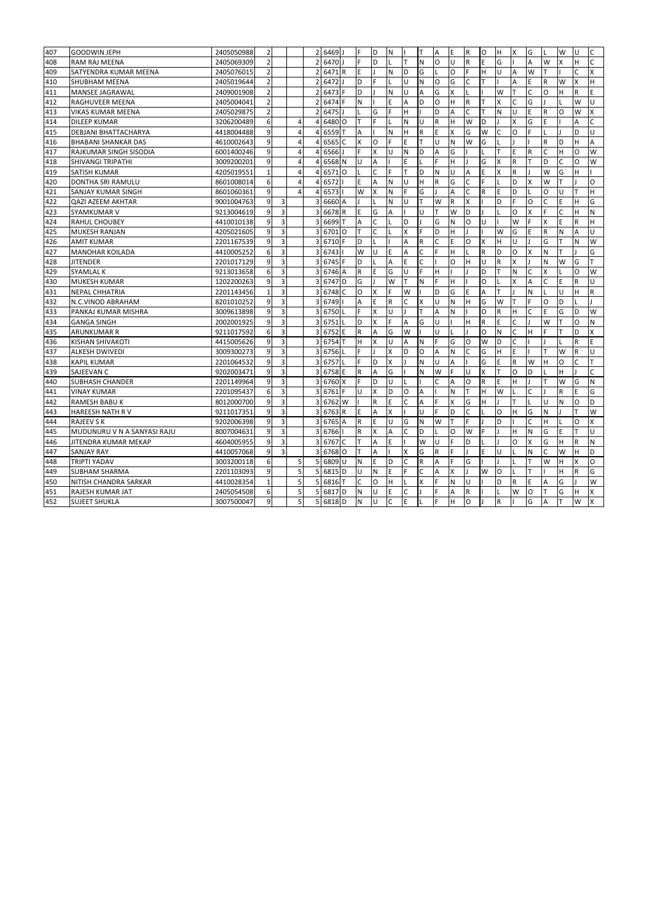| | | | | | | | | | | | | | | | | | | | | | | | | |
|---|---|---|---|---|---|---|---|---|---|---|---|---|---|---|---|---|---|---|---|---|---|---|---|---|
| 407 | GOODWIN JEPH | 2405050988 | 2 | | | 2 | 6469 | J | F | D | N | I | T | A | E | R | O | H | X | G | L | W | U | C |
| 408 | RAM RAJ MEENA | 2405069309 | 2 | | | 2 | 6470 | J | F | D | L | T | N | O | U | R | E | G | I | A | W | X | H | C |
| 409 | SATYENDRA KUMAR MEENA | 2405076015 | 2 | | | 2 | 6471 | R | E | J | N | D | G | L | O | F | H | U | A | W | T | I | C | X |
| 410 | SHUBHAM MEENA | 2405019644 | 2 | | | 2 | 6472 | J | D | F | L | U | N | O | G | C | T | I | A | E | R | W | X | H |
| 411 | MANSEE JAGRAWAL | 2409001908 | 2 | | | 2 | 6473 | F | D | J | N | U | A | G | X | L | I | W | T | C | O | H | R | E |
| 412 | RAGHUVEER MEENA | 2405004041 | 2 | | | 2 | 6474 | F | N | I | E | A | D | O | H | R | T | X | C | G | J | L | W | U |
| 413 | VIKAS KUMAR MEENA | 2405029875 | 2 | | | 2 | 6475 | J | L | G | F | H | I | D | A | C | T | N | U | E | R | O | W | X |
| 414 | DILEEP KUMAR | 3206200489 | 6 | | 4 | 4 | 6480 | O | T | F | L | N | U | R | H | W | D | J | X | G | E | I | A | C |
| 415 | DEBJANI BHATTACHARYA | 4418004488 | 9 | | 4 | 4 | 6559 | T | A | I | N | H | R | E | X | G | W | C | O | F | L | J | D | U |
| 416 | BHABANI SHANKAR DAS | 4610002643 | 9 | | 4 | 4 | 6565 | C | X | O | F | E | T | U | N | W | G | L | J | I | R | D | H | A |
| 417 | RAJKUMAR SINGH SISODIA | 6001400246 | 9 | | 4 | 4 | 6566 | J | F | X | U | N | D | A | G | I | L | T | E | R | C | H | O | W |
| 418 | SHIVANGI TRIPATHI | 3009200201 | 9 | | 4 | 4 | 6568 | N | U | A | I | E | L | F | H | J | G | X | R | T | D | C | O | W |
| 419 | SATISH KUMAR | 4205019551 | 1 | | 4 | 4 | 6571 | O | L | C | F | T | D | N | U | A | E | X | R | J | W | G | H | I |
| 420 | DONTHA SRI RAMULU | 8601008014 | 6 | | 4 | 4 | 6572 | I | E | A | N | U | H | R | G | C | F | L | D | X | W | T | J | O |
| 421 | SANJAY KUMAR SINGH | 8601060361 | 9 | | 4 | 4 | 6573 | I | W | X | N | F | G | J | A | C | R | E | D | L | O | U | T | H |
| 422 | QAZI AZEEM AKHTAR | 9001004763 | 9 | 3 | | 3 | 6660 | A | J | L | N | U | T | W | R | X | I | D | F | O | C | E | H | G |
| 423 | SYAMKUMAR V | 9213004619 | 9 | 3 | | 3 | 6678 | R | E | G | A | I | U | T | W | D | J | L | O | X | F | C | H | N |
| 424 | RAHUL CHOUBEY | 4410010138 | 9 | 3 | | 3 | 6699 | T | A | C | L | D | J | G | N | O | U | I | W | F | X | E | R | H |
| 425 | MUKESH RANJAN | 4205021605 | 9 | 3 | | 3 | 6701 | O | T | C | L | X | F | D | H | J | I | W | G | E | R | N | A | U |
| 426 | AMIT KUMAR | 2201167539 | 9 | 3 | | 3 | 6710 | F | D | L | I | A | R | C | E | O | X | H | U | J | G | T | N | W |
| 427 | MANOHAR KOILADA | 4410005252 | 6 | 3 | | 3 | 6743 | I | W | U | E | A | C | F | H | L | R | D | O | X | N | T | J | G |
| 428 | JITENDER | 2201017129 | 9 | 3 | | 3 | 6745 | F | D | L | A | E | C | I | O | H | U | R | X | J | N | W | G | T |
| 429 | SYAMLAL K | 9213013658 | 6 | 3 | | 3 | 6746 | A | R | E | G | U | F | H | I | J | D | T | N | C | X | L | O | W |
| 430 | MUKESH KUMAR | 1202200263 | 9 | 3 | | 3 | 6747 | D | G | J | W | T | N | F | H | I | O | L | X | A | C | E | R | U |
| 431 | NEPAL CHHATRIA | 2201143456 | 1 | 3 | | 3 | 6748 | C | O | X | F | W | I | D | G | E | A | T | J | N | L | U | H | R |
| 432 | N.C.VINOD ABRAHAM | 8201010252 | 9 | 3 | | 3 | 6749 | I | A | E | R | C | X | U | N | H | G | W | T | F | O | D | L | J |
| 433 | PANKAJ KUMAR MISHRA | 3009613898 | 9 | 3 | | 3 | 6750 | L | F | X | U | J | T | A | N | I | O | R | H | C | E | G | D | W |
| 434 | GANGA SINGH | 2002001925 | 9 | 3 | | 3 | 6751 | L | D | X | F | A | G | U | I | H | R | E | C | J | W | T | O | N |
| 435 | ARUNKUMAR R | 9211017592 | 6 | 3 | | 3 | 6752 | E | R | A | G | W | I | U | L | J | O | N | C | H | F | T | D | X |
| 436 | KISHAN SHIVAKOTI | 4415005626 | 9 | 3 | | 3 | 6754 | T | H | X | U | A | N | F | G | O | W | D | C | I | J | L | R | E |
| 437 | ALKESH DWIVEDI | 3009300273 | 9 | 3 | | 3 | 6756 | L | F | J | X | D | O | A | N | C | G | H | E | I | T | W | R | U |
| 438 | KAPIL KUMAR | 2201064532 | 9 | 3 | | 3 | 6757 | L | F | D | X | J | N | U | A | I | G | E | R | W | H | O | C | T |
| 439 | SAJEEVAN C | 9202003471 | 9 | 3 | | 3 | 6758 | E | R | A | G | I | N | W | F | U | X | T | O | D | L | H | J | C |
| 440 | SUBHASH CHANDER | 2201149964 | 9 | 3 | | 3 | 6760 | X | F | D | U | L | I | C | A | O | R | E | H | J | T | W | G | N |
| 441 | VINAY KUMAR | 2201095437 | 6 | 3 | | 3 | 6761 | F | U | X | D | O | A | I | N | T | H | W | L | C | J | R | E | G |
| 442 | RAMESH BABU K | 8012000700 | 9 | 3 | | 3 | 6762 | W | I | R | E | C | A | F | X | G | H | J | T | L | U | N | O | D |
| 443 | HAREESH NATH R V | 9211017351 | 9 | 3 | | 3 | 6763 | R | E | A | X | I | U | F | D | C | L | O | H | G | N | J | T | W |
| 444 | RAJEEV S K | 9202006398 | 9 | 3 | | 3 | 6765 | A | R | E | U | G | N | W | T | F | J | D | I | C | H | L | O | X |
| 445 | MUDUNURU V N A SANYASI RAJU | 8007004631 | 9 | 3 | | 3 | 6766 | I | R | X | A | C | D | L | O | W | F | J | H | N | G | E | T | U |
| 446 | JITENDRA KUMAR MEKAP | 4604005955 | 9 | 3 | | 3 | 6767 | C | T | A | E | I | W | U | F | D | L | J | O | X | G | H | R | N |
| 447 | SANJAY RAY | 4410057068 | 9 | 3 | | 3 | 6768 | O | T | A | I | X | G | R | F | J | E | U | L | N | C | W | H | D |
| 448 | TRIPTI YADAV | 3003200118 | 6 | | 5 | 5 | 6809 | U | N | E | D | C | R | A | F | G | I | J | L | T | W | H | X | O |
| 449 | SUBHAM SHARMA | 2201103093 | 9 | | 5 | 5 | 6815 | D | U | N | E | F | C | A | X | J | W | O | L | T | I | H | R | G |
| 450 | NITISH CHANDRA SARKAR | 4410028354 | 1 | | 5 | 5 | 6816 | T | C | O | H | L | X | F | N | U | I | D | R | E | A | G | J | W |
| 451 | RAJESH KUMAR JAT | 2405054508 | 6 | | 5 | 5 | 6817 | D | N | U | E | C | J | F | A | R | I | L | W | O | T | G | H | X |
| 452 | SUJEET SHUKLA | 3007500047 | 9 | | 5 | 5 | 6818 | D | N | U | C | E | L | F | H | O | J | R | I | G | A | T | W | X |